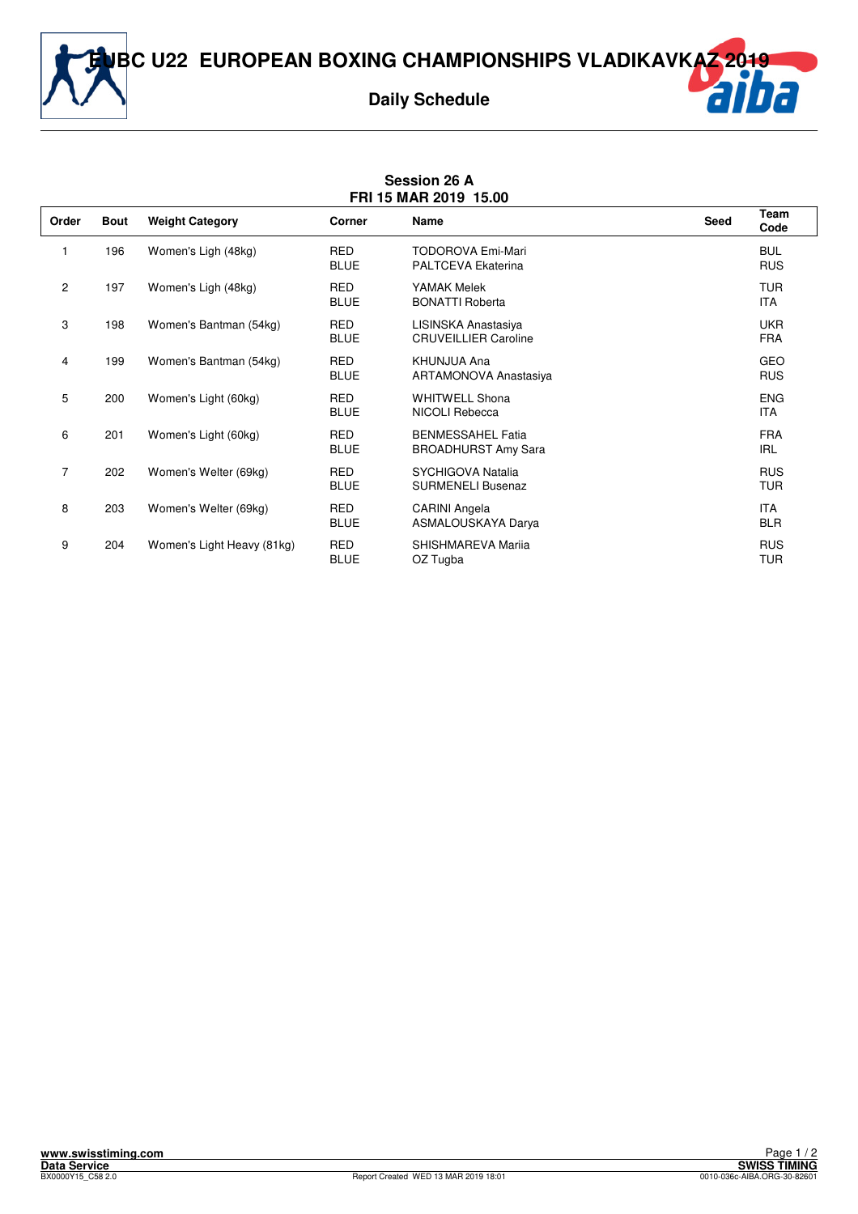# EUBC U22 EUROPEAN BOXING CHAMPIONSHIPS VLADIKAVKAZ 2019

## Daily Schedule

**Session 26 A**
**FRI 15 MAR 2019 15.00**

| Order | Bout | Weight Category | Corner | Name | Seed | Team Code |
|---|---|---|---|---|---|---|
| 1 | 196 | Women's Ligh (48kg) | RED | TODOROVA Emi-Mari | | BUL |
| | | | BLUE | PALTCEVA Ekaterina | | RUS |
| 2 | 197 | Women's Ligh (48kg) | RED | YAMAK Melek | | TUR |
| | | | BLUE | BONATTI Roberta | | ITA |
| 3 | 198 | Women's Bantman (54kg) | RED | LISINSKA Anastasiya | | UKR |
| | | | BLUE | CRUVEILLIER Caroline | | FRA |
| 4 | 199 | Women's Bantman (54kg) | RED | KHUNJUA Ana | | GEO |
| | | | BLUE | ARTAMONOVA Anastasiya | | RUS |
| 5 | 200 | Women's Light (60kg) | RED | WHITWELL Shona | | ENG |
| | | | BLUE | NICOLI Rebecca | | ITA |
| 6 | 201 | Women's Light (60kg) | RED | BENMESSAHEL Fatia | | FRA |
| | | | BLUE | BROADHURST Amy Sara | | IRL |
| 7 | 202 | Women's Welter (69kg) | RED | SYCHIGOVA Natalia | | RUS |
| | | | BLUE | SURMENELI Busenaz | | TUR |
| 8 | 203 | Women's Welter (69kg) | RED | CARINI Angela | | ITA |
| | | | BLUE | ASMALOUSKAYA Darya | | BLR |
| 9 | 204 | Women's Light Heavy (81kg) | RED | SHISHMAREVA Mariia | | RUS |
| | | | BLUE | OZ Tugba | | TUR |

www.swisstiming.com
Data Service
BX0000Y15_C58 2.0
Report Created WED 13 MAR 2019 18:01
SWISS TIMING
0010-036c-AIBA.ORG-30-82601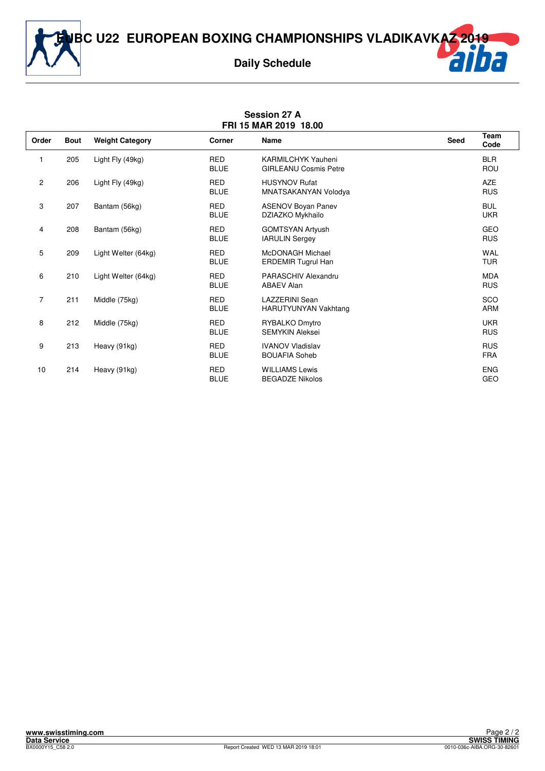# EUBC U22 EUROPEAN BOXING CHAMPIONSHIPS VLADIKAVKAZ 2019

## Daily Schedule

**Session 27 A**
**FRI 15 MAR 2019 18.00**

| Order | Bout | Weight Category | Corner | Name | Seed | Team Code |
|---|---|---|---|---|---|---|
| 1 | 205 | Light Fly (49kg) | RED | KARMILCHYK Yauheni | | BLR |
| | | | BLUE | GIRLEANU Cosmis Petre | | ROU |
| 2 | 206 | Light Fly (49kg) | RED | HUSYNOV Rufat | | AZE |
| | | | BLUE | MNATSAKANYAN Volodya | | RUS |
| 3 | 207 | Bantam (56kg) | RED | ASENOV Boyan Panev | | BUL |
| | | | BLUE | DZIAZKO Mykhailo | | UKR |
| 4 | 208 | Bantam (56kg) | RED | GOMTSYAN Artyush | | GEO |
| | | | BLUE | IARULIN Sergey | | RUS |
| 5 | 209 | Light Welter (64kg) | RED | McDONAGH Michael | | WAL |
| | | | BLUE | ERDEMIR Tugrul Han | | TUR |
| 6 | 210 | Light Welter (64kg) | RED | PARASCHIV Alexandru | | MDA |
| | | | BLUE | ABAEV Alan | | RUS |
| 7 | 211 | Middle (75kg) | RED | LAZZERINI Sean | | SCO |
| | | | BLUE | HARUTYUNYAN Vakhtang | | ARM |
| 8 | 212 | Middle (75kg) | RED | RYBALKO Dmytro | | UKR |
| | | | BLUE | SEMYKIN Aleksei | | RUS |
| 9 | 213 | Heavy (91kg) | RED | IVANOV Vladislav | | RUS |
| | | | BLUE | BOUAFIA Soheb | | FRA |
| 10 | 214 | Heavy (91kg) | RED | WILLIAMS Lewis | | ENG |
| | | | BLUE | BEGADZE Nikolos | | GEO |

www.swisstiming.com
Data Service
BX0000Y15_C58 2.0

Report Created WED 13 MAR 2019 18:01

SWISS TIMING
0010-036c-AIBA.ORG-30-82601